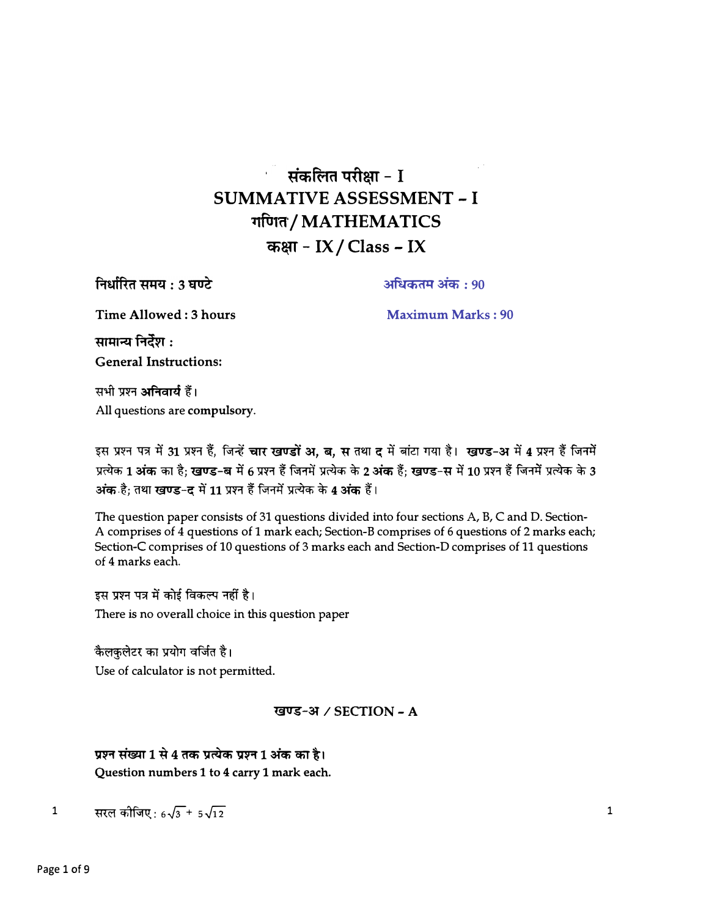# संकलित परीक्षा - I
# SUMMATIVE ASSESSMENT - I
# गणित / MATHEMATICS
# कक्षा - IX / Class - IX

निर्धारित समय : 3 घण्टे | अधिकतम अंक : 90

Time Allowed : 3 hours | Maximum Marks : 90

**सामान्य निर्देश :**
**General Instructions:**

सभी प्रश्न **अनिवार्य** हैं।
All questions are **compulsory**.

इस प्रश्न पत्र में 31 प्रश्न हैं, जिन्हें **चार खण्डों अ, ब, स** तथा **द** में बांटा गया है। **खण्ड-अ** में 4 प्रश्न हैं जिनमें प्रत्येक **1 अंक** का है; **खण्ड-ब** में 6 प्रश्न हैं जिनमें प्रत्येक के **2 अंक** हैं; **खण्ड-स** में 10 प्रश्न हैं जिनमें प्रत्येक के **3 अंक** है; तथा **खण्ड-द** में **11** प्रश्न हैं जिनमें प्रत्येक के **4 अंक** हैं।

The question paper consists of 31 questions divided into four sections A, B, C and D. Section-A comprises of 4 questions of 1 mark each; Section-B comprises of 6 questions of 2 marks each; Section-C comprises of 10 questions of 3 marks each and Section-D comprises of 11 questions of 4 marks each.

इस प्रश्न पत्र में कोई विकल्प नहीं है।
There is no overall choice in this question paper

कैलकुलेटर का प्रयोग वर्जित है।
Use of calculator is not permitted.

## खण्ड-अ / SECTION - A

**प्रश्न संख्या 1 से 4 तक प्रत्येक प्रश्न 1 अंक का है।**
**Question numbers 1 to 4 carry 1 mark each.**

1. सरल कीजिए : $6\sqrt{3} + 5\sqrt{12}$ — 1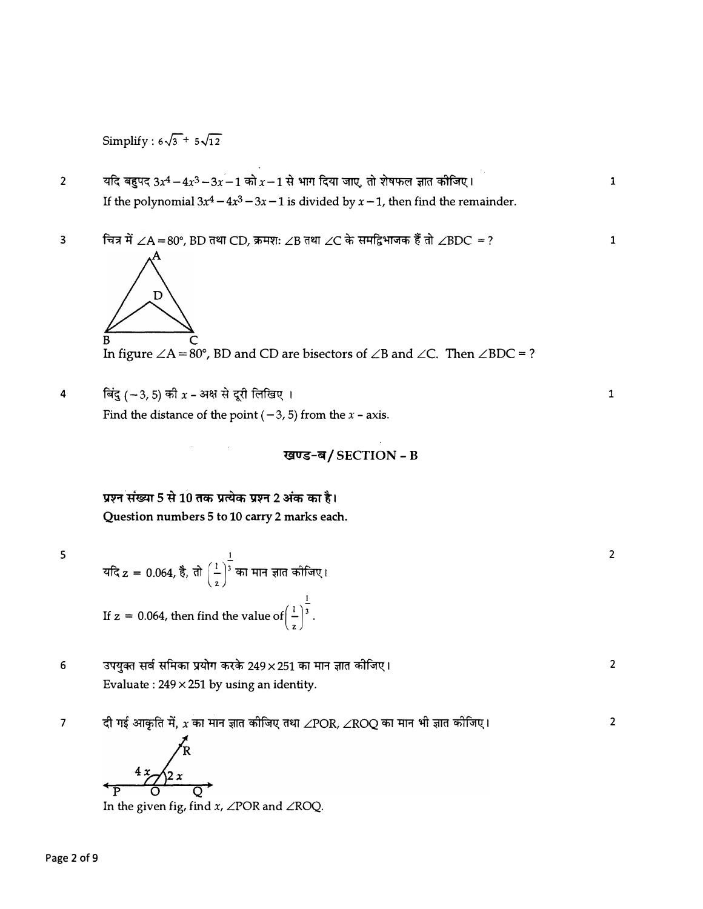Simplify : $6\sqrt{3} + 5\sqrt{12}$

2 यदि बहुपद $3x^4 - 4x^3 - 3x - 1$ को $x - 1$ से भाग दिया जाए, तो शेषफल ज्ञात कीजिए। 1

If the polynomial $3x^4 - 4x^3 - 3x - 1$ is divided by $x - 1$, then find the remainder.

3 चित्र में $\angle A = 80°$, BD तथा CD, क्रमशः $\angle B$ तथा $\angle C$ के समद्विभाजक हैं तो $\angle BDC$ = ? 1

In figure $\angle A = 80°$, BD and CD are bisectors of $\angle B$ and $\angle C$. Then $\angle BDC$ = ?

4 बिंदु $(-3, 5)$ की $x$ - अक्ष से दूरी लिखिए । 1

Find the distance of the point $(-3, 5)$ from the $x$ - axis.

## खण्ड-ब / SECTION - B

**प्रश्न संख्या 5 से 10 तक प्रत्येक प्रश्न 2 अंक का है।**
**Question numbers 5 to 10 carry 2 marks each.**

5 यदि z = 0.064, है, तो $\left(\frac{1}{z}\right)^{\frac{1}{3}}$ का मान ज्ञात कीजिए। 2

If z = 0.064, then find the value of $\left(\frac{1}{z}\right)^{\frac{1}{3}}$.

6 उपयुक्त सर्व समिका प्रयोग करके $249 \times 251$ का मान ज्ञात कीजिए। 2

Evaluate : $249 \times 251$ by using an identity.

7 दी गई आकृति में, $x$ का मान ज्ञात कीजिए तथा $\angle POR$, $\angle ROQ$ का मान भी ज्ञात कीजिए। 2

In the given fig, find $x$, $\angle POR$ and $\angle ROQ$.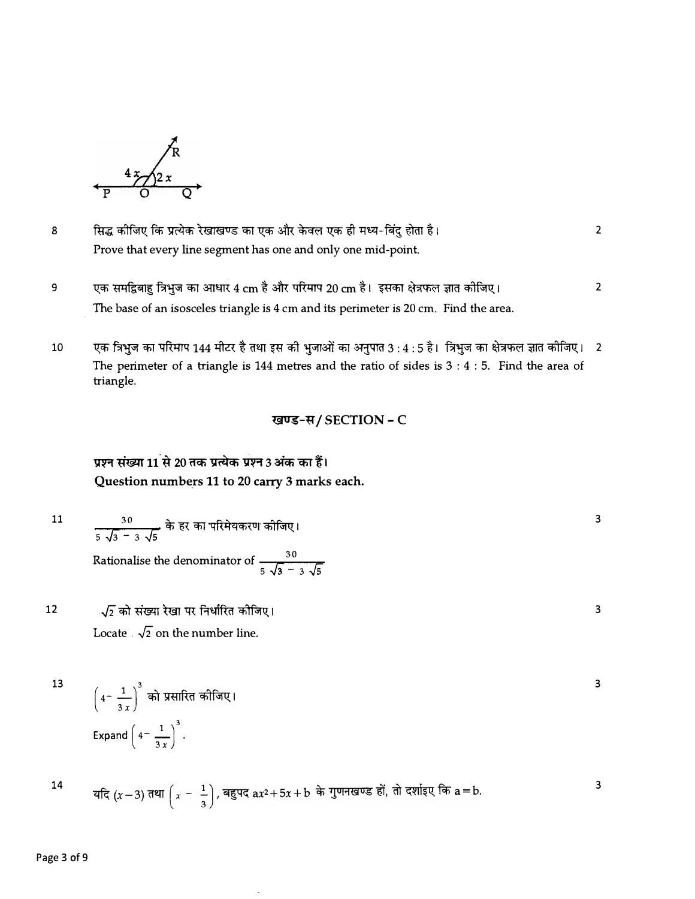8 सिद्ध कीजिए कि प्रत्येक रेखाखण्ड का एक और केवल एक ही मध्य-बिंदु होता है। 2

Prove that every line segment has one and only one mid-point.

9 एक समद्विबाहु त्रिभुज का आधार 4 cm है और परिमाप 20 cm है। इसका क्षेत्रफल ज्ञात कीजिए। 2

The base of an isosceles triangle is 4 cm and its perimeter is 20 cm. Find the area.

10 एक त्रिभुज का परिमाप 144 मीटर है तथा इस की भुजाओं का अनुपात 3 : 4 : 5 है। त्रिभुज का क्षेत्रफल ज्ञात कीजिए। 2

The perimeter of a triangle is 144 metres and the ratio of sides is 3 : 4 : 5. Find the area of triangle.

## खण्ड-स / SECTION - C

**प्रश्न संख्या 11 से 20 तक प्रत्येक प्रश्न 3 अंक का हैं।**

**Question numbers 11 to 20 carry 3 marks each.**

11 $\frac{30}{5\sqrt{3} - 3\sqrt{5}}$ के हर का परिमेयकरण कीजिए। 3

Rationalise the denominator of $\frac{30}{5\sqrt{3} - 3\sqrt{5}}$

12 $\sqrt{2}$ को संख्या रेखा पर निर्धारित कीजिए। 3

Locate $\sqrt{2}$ on the number line.

13 $\left(4 - \frac{1}{3x}\right)^3$ को प्रसारित कीजिए। 3

Expand $\left(4 - \frac{1}{3x}\right)^3$.

14 यदि $(x-3)$ तथा $\left(x - \frac{1}{3}\right)$, बहुपद $ax^2 + 5x + b$ के गुणनखण्ड हों, तो दर्शाइए कि $a = b$. 3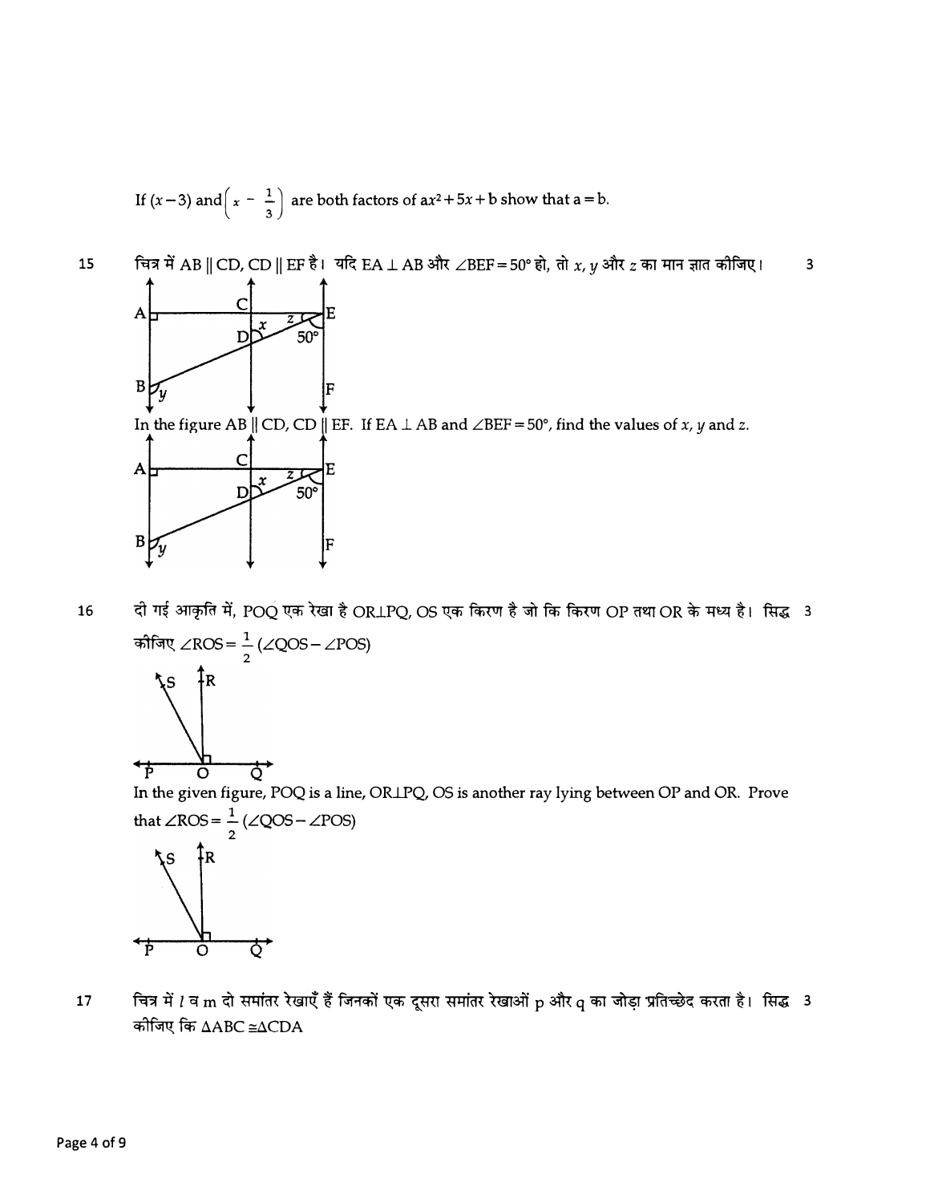If $(x-3)$ and $\left(x - \frac{1}{3}\right)$ are both factors of $ax^2 + 5x + b$ show that $a = b$.

15 चित्र में AB || CD, CD || EF है। यदि EA ⊥ AB और $\angle BEF = 50°$ हो, तो $x$, $y$ और $z$ का मान ज्ञात कीजिए। 3

In the figure AB || CD, CD || EF. If EA ⊥ AB and $\angle BEF = 50°$, find the values of $x$, $y$ and $z$.

16 दी गई आकृति में, POQ एक रेखा है OR⊥PQ, OS एक किरण है जो कि किरण OP तथा OR के मध्य है। सिद्ध कीजिए $\angle ROS = \frac{1}{2}(\angle QOS - \angle POS)$ 3

In the given figure, POQ is a line, OR⊥PQ, OS is another ray lying between OP and OR. Prove that $\angle ROS = \frac{1}{2}(\angle QOS - \angle POS)$

17 चित्र में $l$ व m दो समांतर रेखाएँ हैं जिनकों एक दूसरा समांतर रेखाओं p और q का जोड़ा प्रतिच्छेद करता है। सिद्ध कीजिए कि $\Delta ABC \cong \Delta CDA$ 3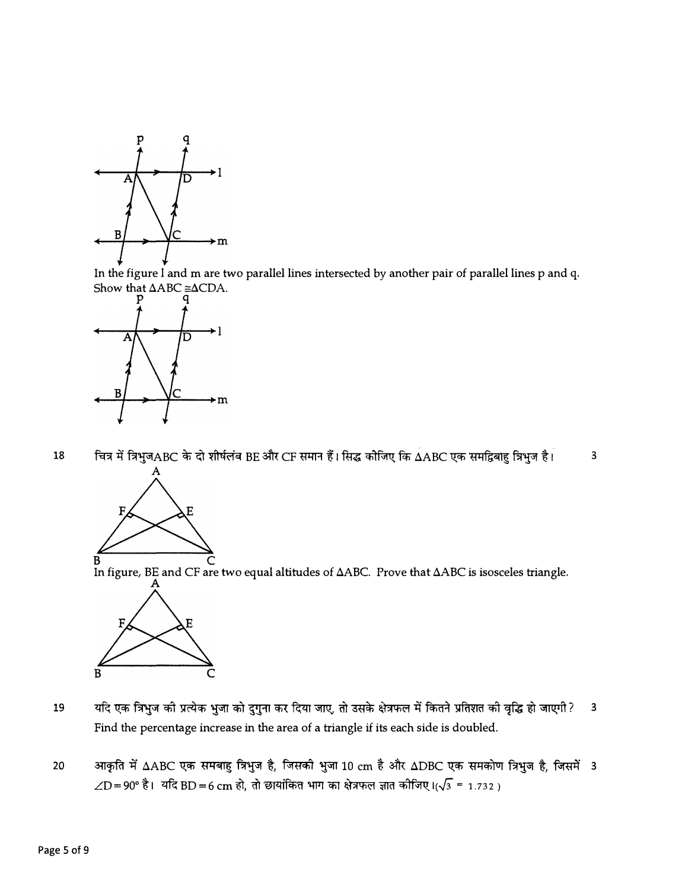In the figure l and m are two parallel lines intersected by another pair of parallel lines p and q. Show that $\Delta ABC \cong \Delta CDA$.

18 चित्र में त्रिभुजABC के दो शीर्षलंब BE और CF समान हैं। सिद्ध कीजिए कि $\Delta ABC$ एक समद्विबाहु त्रिभुज है। 3

In figure, BE and CF are two equal altitudes of $\Delta ABC$. Prove that $\Delta ABC$ is isosceles triangle.

19 यदि एक त्रिभुज की प्रत्येक भुजा को दुगुना कर दिया जाए, तो उसके क्षेत्रफल में कितने प्रतिशत की वृद्धि हो जाएगी? 3

Find the percentage increase in the area of a triangle if its each side is doubled.

20 आकृति में $\Delta ABC$ एक समबाहु त्रिभुज है, जिसकी भुजा 10 cm है और $\Delta DBC$ एक समकोण त्रिभुज है, जिसमें $\angle D = 90°$ है। यदि BD = 6 cm हो, तो छायांकित भाग का क्षेत्रफल ज्ञात कीजिए।($\sqrt{3}$ = 1.732) 3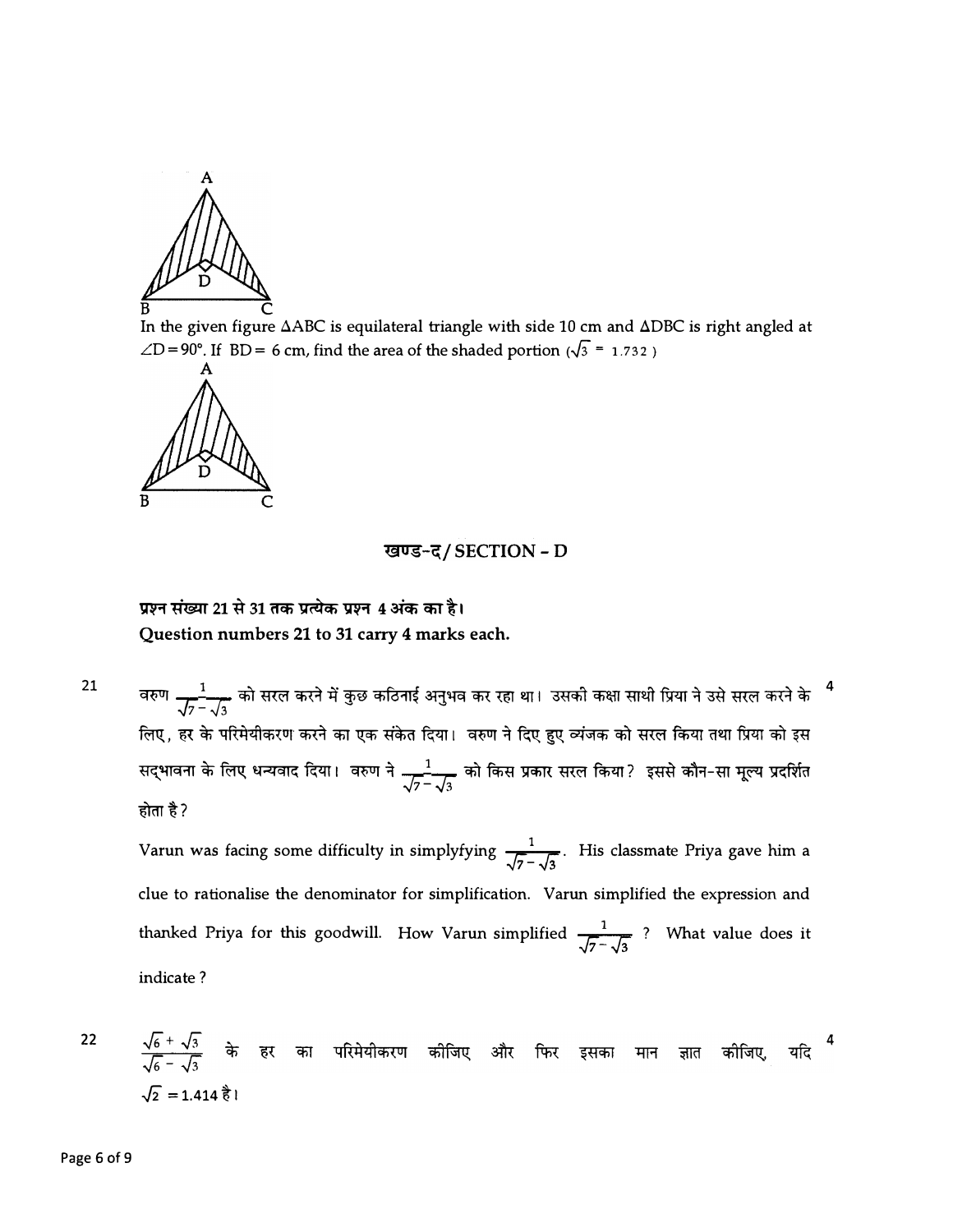In the given figure $\Delta ABC$ is equilateral triangle with side 10 cm and $\Delta DBC$ is right angled at $\angle D = 90°$. If $BD = 6$ cm, find the area of the shaded portion ($\sqrt{3} = 1.732$)

## खण्ड-द / SECTION - D

**प्रश्न संख्या 21 से 31 तक प्रत्येक प्रश्न 4 अंक का है।**
**Question numbers 21 to 31 carry 4 marks each.**

21. वरुण $\frac{1}{\sqrt{7}-\sqrt{3}}$ को सरल करने में कुछ कठिनाई अनुभव कर रहा था। उसकी कक्षा साथी प्रिया ने उसे सरल करने के लिए, हर के परिमेयीकरण करने का एक संकेत दिया। वरुण ने दिए हुए व्यंजक को सरल किया तथा प्रिया को इस सद्भावना के लिए धन्यवाद दिया। वरुण ने $\frac{1}{\sqrt{7}-\sqrt{3}}$ को किस प्रकार सरल किया? इससे कौन-सा मूल्य प्रदर्शित होता है? **4**

    Varun was facing some difficulty in simplyfying $\frac{1}{\sqrt{7}-\sqrt{3}}$. His classmate Priya gave him a clue to rationalise the denominator for simplification. Varun simplified the expression and thanked Priya for this goodwill. How Varun simplified $\frac{1}{\sqrt{7}-\sqrt{3}}$ ? What value does it indicate ?

22. $\frac{\sqrt{6}+\sqrt{3}}{\sqrt{6}-\sqrt{3}}$ के हर का परिमेयीकरण कीजिए और फिर इसका मान ज्ञात कीजिए, यदि $\sqrt{2} = 1.414$ है। **4**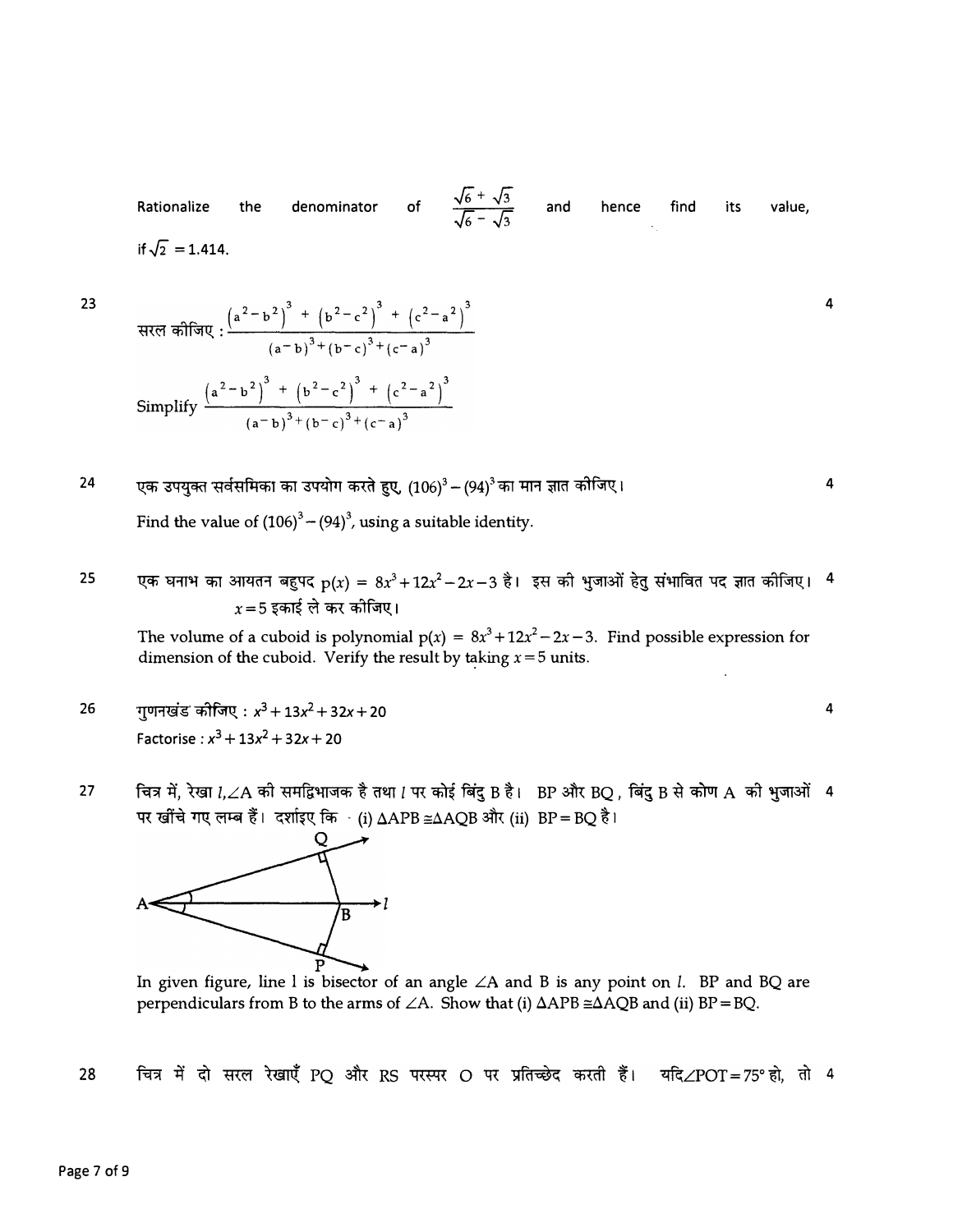Rationalize the denominator of $\frac{\sqrt{6}+\sqrt{3}}{\sqrt{6}-\sqrt{3}}$ and hence find its value, if $\sqrt{2} = 1.414$.

23 सरल कीजिए : $\frac{(a^2-b^2)^3 + (b^2-c^2)^3 + (c^2-a^2)^3}{(a-b)^3+(b-c)^3+(c-a)^3}$ 4

Simplify $\frac{(a^2-b^2)^3 + (b^2-c^2)^3 + (c^2-a^2)^3}{(a-b)^3+(b-c)^3+(c-a)^3}$

24 एक उपयुक्त सर्वसमिका का उपयोग करते हुए, $(106)^3-(94)^3$ का मान ज्ञात कीजिए। 4

Find the value of $(106)^3-(94)^3$, using a suitable identity.

25 एक घनाभ का आयतन बहुपद $p(x) = 8x^3+12x^2-2x-3$ है। इस की भुजाओं हेतु संभावित पद ज्ञात कीजिए। $x=5$ इकाई ले कर कीजिए। 4

The volume of a cuboid is polynomial $p(x) = 8x^3+12x^2-2x-3$. Find possible expression for dimension of the cuboid. Verify the result by taking $x=5$ units.

26 गुणनखंड कीजिए : $x^3+13x^2+32x+20$ 4

Factorise : $x^3+13x^2+32x+20$

27 चित्र में, रेखा $l$, $\angle A$ की समद्विभाजक है तथा $l$ पर कोई बिंदु B है। BP और BQ, बिंदु B से कोण A की भुजाओं पर खींचे गए लम्ब हैं। दर्शाइए कि (i) $\Delta APB \cong \Delta AQB$ और (ii) $BP = BQ$ है। 4

In given figure, line l is bisector of an angle $\angle A$ and B is any point on $l$. BP and BQ are perpendiculars from B to the arms of $\angle A$. Show that (i) $\Delta APB \cong \Delta AQB$ and (ii) $BP = BQ$.

28 चित्र में दो सरल रेखाएँ PQ और RS परस्पर O पर प्रतिच्छेद करती हैं। यदि $\angle POT = 75°$ हो, तो 4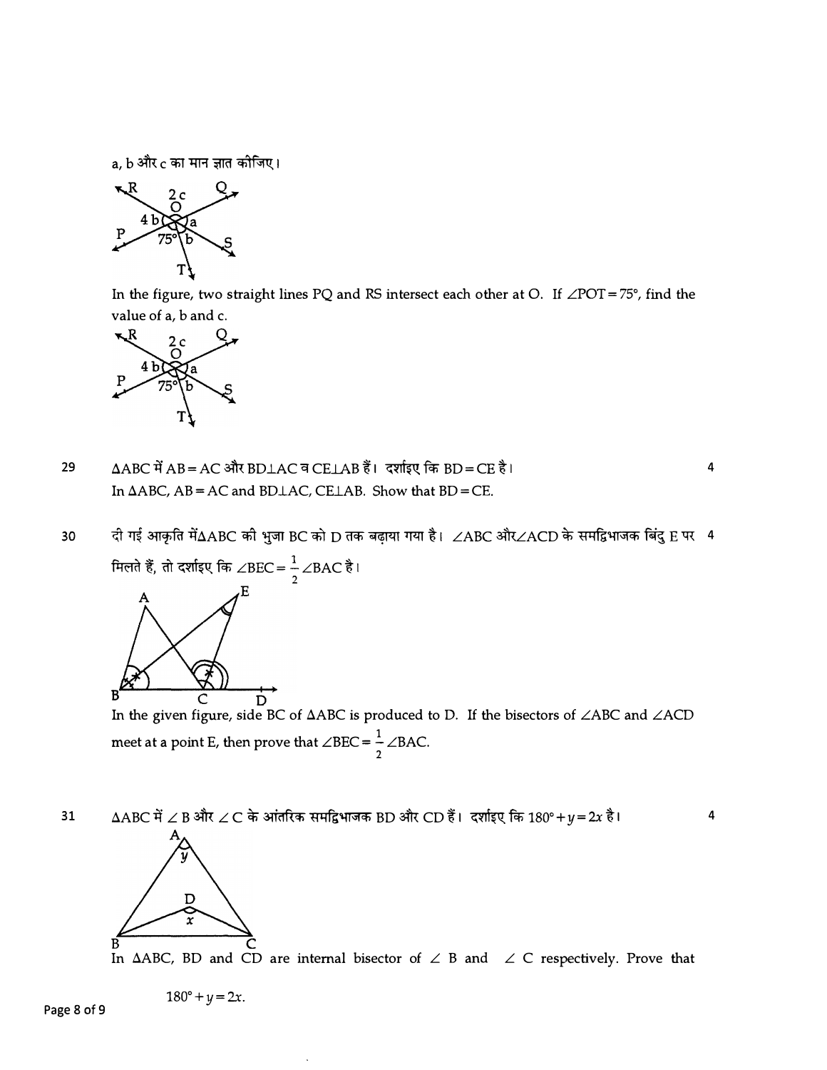a, b और c का मान ज्ञात कीजिए।

R 2c Q
O
4b a
P 75° b S
T

In the figure, two straight lines PQ and RS intersect each other at O. If $\angle POT = 75°$, find the value of a, b and c.

R 2c Q
O
4b a
P 75° b S
T

29 $\Delta ABC$ में $AB = AC$ और $BD \perp AC$ व $CE \perp AB$ हैं। दर्शाइए कि $BD = CE$ है। 4

In $\Delta ABC$, $AB = AC$ and $BD \perp AC$, $CE \perp AB$. Show that $BD = CE$.

30 दी गई आकृति में$\Delta ABC$ की भुजा BC को D तक बढ़ाया गया है। $\angle ABC$ और$\angle ACD$ के समद्विभाजक बिंदु E पर मिलते हैं, तो दर्शाइए कि $\angle BEC = \frac{1}{2}\angle BAC$ है। 4

A E
B C D

In the given figure, side BC of $\Delta ABC$ is produced to D. If the bisectors of $\angle ABC$ and $\angle ACD$ meet at a point E, then prove that $\angle BEC = \frac{1}{2}\angle BAC$.

31 $\Delta ABC$ में $\angle B$ और $\angle C$ के आंतरिक समद्विभाजक BD और CD हैं। दर्शाइए कि $180° + y = 2x$ है। 4

A
y
D
x
B C

In $\Delta ABC$, BD and CD are internal bisector of $\angle B$ and $\angle C$ respectively. Prove that

$180° + y = 2x$.